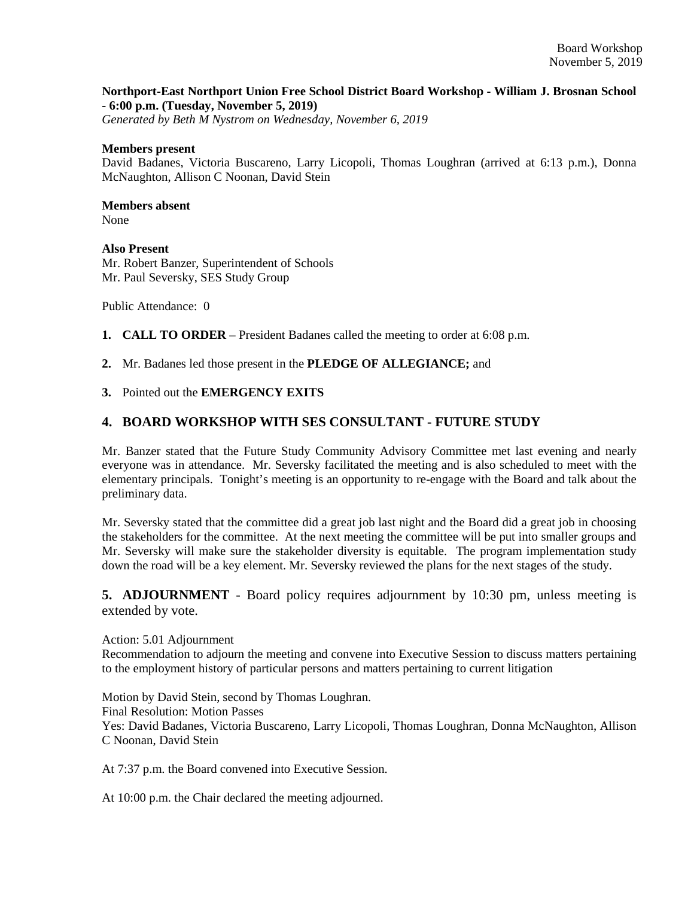**Northport-East Northport Union Free School District Board Workshop - William J. Brosnan School - 6:00 p.m. (Tuesday, November 5, 2019)**
*Generated by Beth M Nystrom on Wednesday, November 6, 2019*

**Members present**
David Badanes, Victoria Buscareno, Larry Licopoli, Thomas Loughran (arrived at 6:13 p.m.), Donna McNaughton, Allison C Noonan, David Stein

**Members absent**
None

**Also Present**
Mr. Robert Banzer, Superintendent of Schools
Mr. Paul Seversky, SES Study Group

Public Attendance: 0

1. **CALL TO ORDER** – President Badanes called the meeting to order at 6:08 p.m.

2. Mr. Badanes led those present in the **PLEDGE OF ALLEGIANCE;** and

3. Pointed out the **EMERGENCY EXITS**

## 4. BOARD WORKSHOP WITH SES CONSULTANT - FUTURE STUDY

Mr. Banzer stated that the Future Study Community Advisory Committee met last evening and nearly everyone was in attendance. Mr. Seversky facilitated the meeting and is also scheduled to meet with the elementary principals. Tonight's meeting is an opportunity to re-engage with the Board and talk about the preliminary data.

Mr. Seversky stated that the committee did a great job last night and the Board did a great job in choosing the stakeholders for the committee. At the next meeting the committee will be put into smaller groups and Mr. Seversky will make sure the stakeholder diversity is equitable. The program implementation study down the road will be a key element. Mr. Seversky reviewed the plans for the next stages of the study.

**5. ADJOURNMENT** - Board policy requires adjournment by 10:30 pm, unless meeting is extended by vote.

Action: 5.01 Adjournment
Recommendation to adjourn the meeting and convene into Executive Session to discuss matters pertaining to the employment history of particular persons and matters pertaining to current litigation

Motion by David Stein, second by Thomas Loughran.
Final Resolution: Motion Passes
Yes: David Badanes, Victoria Buscareno, Larry Licopoli, Thomas Loughran, Donna McNaughton, Allison C Noonan, David Stein

At 7:37 p.m. the Board convened into Executive Session.

At 10:00 p.m. the Chair declared the meeting adjourned.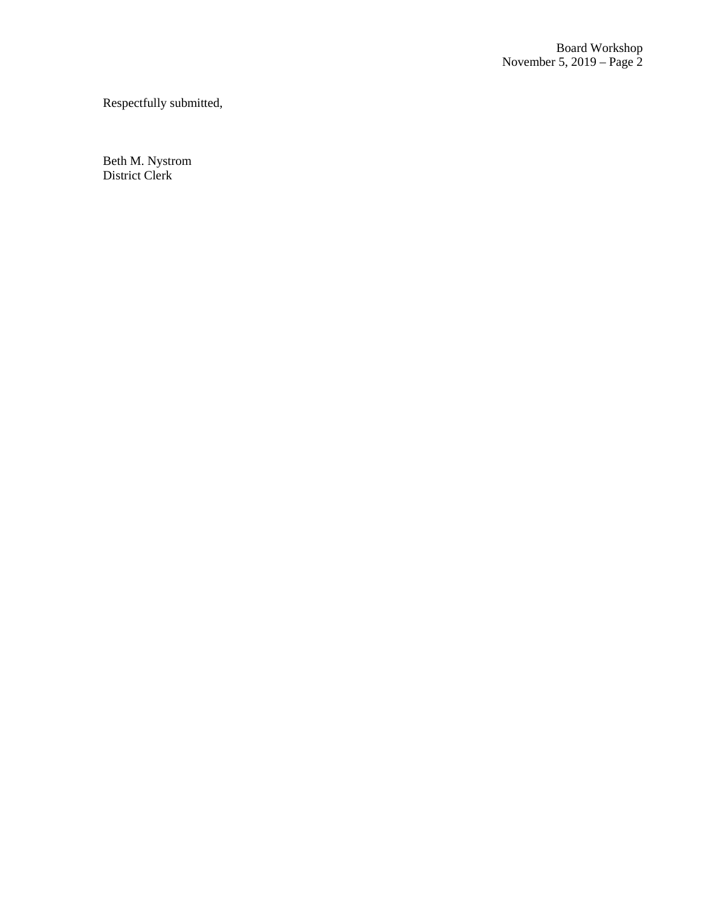Respectfully submitted,

Beth M. Nystrom
District Clerk